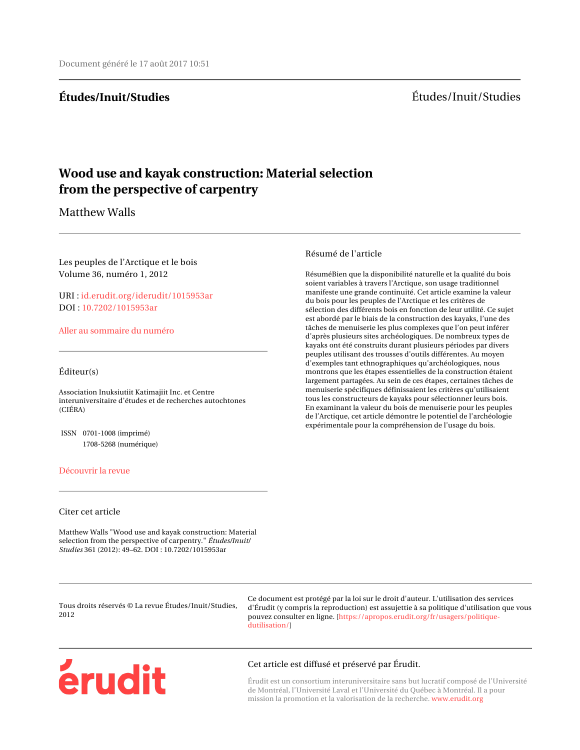Document généré le 17 août 2017 10:51

**Études/Inuit/Studies**

Études/Inuit/Studies

# Wood use and kayak construction: Material selection from the perspective of carpentry

Matthew Walls

Les peuples de l'Arctique et le bois
Volume 36, numéro 1, 2012

URI : id.erudit.org/iderudit/1015953ar
DOI : 10.7202/1015953ar

Aller au sommaire du numéro

## Éditeur(s)

Association Inuksiutiit Katimajiit Inc. et Centre interuniversitaire d'études et de recherches autochtones (CIÉRA)

ISSN 0701-1008 (imprimé)
1708-5268 (numérique)

Découvrir la revue

## Citer cet article

Matthew Walls "Wood use and kayak construction: Material selection from the perspective of carpentry." *Études/Inuit/Studies* 361 (2012): 49–62. DOI : 10.7202/1015953ar

## Résumé de l'article

RésuméBien que la disponibilité naturelle et la qualité du bois soient variables à travers l'Arctique, son usage traditionnel manifeste une grande continuité. Cet article examine la valeur du bois pour les peuples de l'Arctique et les critères de sélection des différents bois en fonction de leur utilité. Ce sujet est abordé par le biais de la construction des kayaks, l'une des tâches de menuiserie les plus complexes que l'on peut inférer d'après plusieurs sites archéologiques. De nombreux types de kayaks ont été construits durant plusieurs périodes par divers peuples utilisant des trousses d'outils différentes. Au moyen d'exemples tant ethnographiques qu'archéologiques, nous montrons que les étapes essentielles de la construction étaient largement partagées. Au sein de ces étapes, certaines tâches de menuiserie spécifiques définissaient les critères qu'utilisaient tous les constructeurs de kayaks pour sélectionner leurs bois. En examinant la valeur du bois de menuiserie pour les peuples de l'Arctique, cet article démontre le potentiel de l'archéologie expérimentale pour la compréhension de l'usage du bois.

Tous droits réservés © La revue Études/Inuit/Studies, 2012

Ce document est protégé par la loi sur le droit d'auteur. L'utilisation des services d'Érudit (y compris la reproduction) est assujettie à sa politique d'utilisation que vous pouvez consulter en ligne. [https://apropos.erudit.org/fr/usagers/politique-dutilisation/]

Cet article est diffusé et préservé par Érudit.

Érudit est un consortium interuniversitaire sans but lucratif composé de l'Université de Montréal, l'Université Laval et l'Université du Québec à Montréal. Il a pour mission la promotion et la valorisation de la recherche. www.erudit.org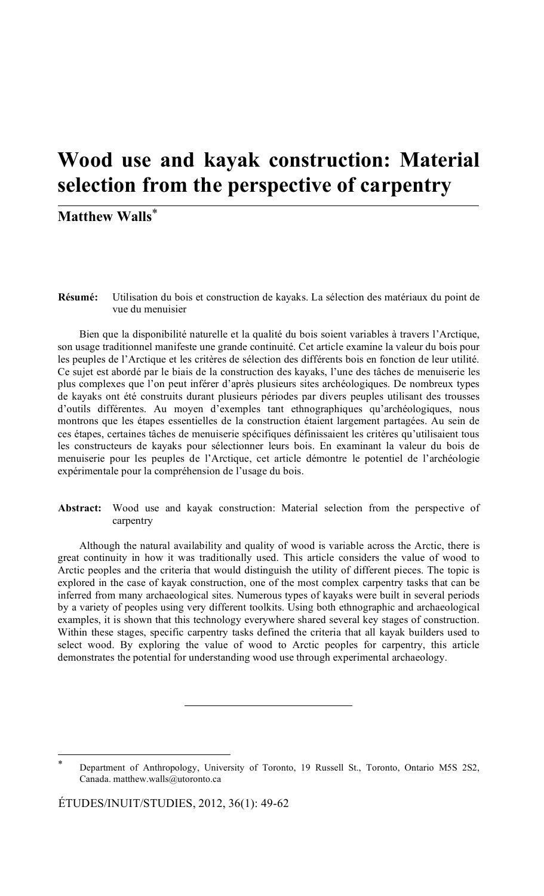# Wood use and kayak construction: Material selection from the perspective of carpentry

**Matthew Walls**[*]

**Résumé:** Utilisation du bois et construction de kayaks. La sélection des matériaux du point de vue du menuisier

Bien que la disponibilité naturelle et la qualité du bois soient variables à travers l'Arctique, son usage traditionnel manifeste une grande continuité. Cet article examine la valeur du bois pour les peuples de l'Arctique et les critères de sélection des différents bois en fonction de leur utilité. Ce sujet est abordé par le biais de la construction des kayaks, l'une des tâches de menuiserie les plus complexes que l'on peut inférer d'après plusieurs sites archéologiques. De nombreux types de kayaks ont été construits durant plusieurs périodes par divers peuples utilisant des trousses d'outils différentes. Au moyen d'exemples tant ethnographiques qu'archéologiques, nous montrons que les étapes essentielles de la construction étaient largement partagées. Au sein de ces étapes, certaines tâches de menuiserie spécifiques définissaient les critères qu'utilisaient tous les constructeurs de kayaks pour sélectionner leurs bois. En examinant la valeur du bois de menuiserie pour les peuples de l'Arctique, cet article démontre le potentiel de l'archéologie expérimentale pour la compréhension de l'usage du bois.

**Abstract:** Wood use and kayak construction: Material selection from the perspective of carpentry

Although the natural availability and quality of wood is variable across the Arctic, there is great continuity in how it was traditionally used. This article considers the value of wood to Arctic peoples and the criteria that would distinguish the utility of different pieces. The topic is explored in the case of kayak construction, one of the most complex carpentry tasks that can be inferred from many archaeological sites. Numerous types of kayaks were built in several periods by a variety of peoples using very different toolkits. Using both ethnographic and archaeological examples, it is shown that this technology everywhere shared several key stages of construction. Within these stages, specific carpentry tasks defined the criteria that all kayak builders used to select wood. By exploring the value of wood to Arctic peoples for carpentry, this article demonstrates the potential for understanding wood use through experimental archaeology.

---

[*] Department of Anthropology, University of Toronto, 19 Russell St., Toronto, Ontario M5S 2S2, Canada. matthew.walls@utoronto.ca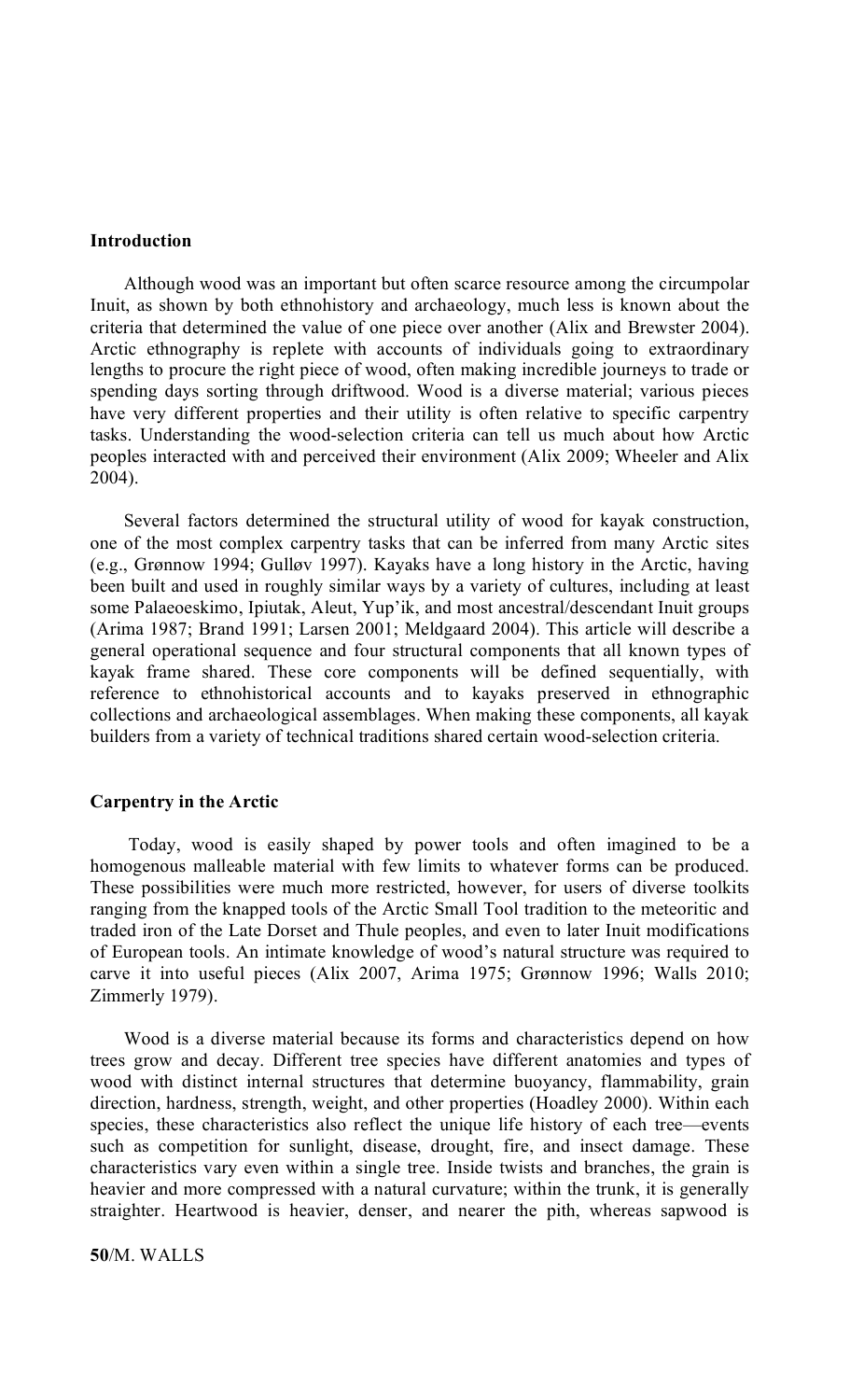## Introduction

Although wood was an important but often scarce resource among the circumpolar Inuit, as shown by both ethnohistory and archaeology, much less is known about the criteria that determined the value of one piece over another (Alix and Brewster 2004). Arctic ethnography is replete with accounts of individuals going to extraordinary lengths to procure the right piece of wood, often making incredible journeys to trade or spending days sorting through driftwood. Wood is a diverse material; various pieces have very different properties and their utility is often relative to specific carpentry tasks. Understanding the wood-selection criteria can tell us much about how Arctic peoples interacted with and perceived their environment (Alix 2009; Wheeler and Alix 2004).

Several factors determined the structural utility of wood for kayak construction, one of the most complex carpentry tasks that can be inferred from many Arctic sites (e.g., Grønnow 1994; Gulløv 1997). Kayaks have a long history in the Arctic, having been built and used in roughly similar ways by a variety of cultures, including at least some Palaeoeskimo, Ipiutak, Aleut, Yup'ik, and most ancestral/descendant Inuit groups (Arima 1987; Brand 1991; Larsen 2001; Meldgaard 2004). This article will describe a general operational sequence and four structural components that all known types of kayak frame shared. These core components will be defined sequentially, with reference to ethnohistorical accounts and to kayaks preserved in ethnographic collections and archaeological assemblages. When making these components, all kayak builders from a variety of technical traditions shared certain wood-selection criteria.

## Carpentry in the Arctic

Today, wood is easily shaped by power tools and often imagined to be a homogenous malleable material with few limits to whatever forms can be produced. These possibilities were much more restricted, however, for users of diverse toolkits ranging from the knapped tools of the Arctic Small Tool tradition to the meteoritic and traded iron of the Late Dorset and Thule peoples, and even to later Inuit modifications of European tools. An intimate knowledge of wood's natural structure was required to carve it into useful pieces (Alix 2007, Arima 1975; Grønnow 1996; Walls 2010; Zimmerly 1979).

Wood is a diverse material because its forms and characteristics depend on how trees grow and decay. Different tree species have different anatomies and types of wood with distinct internal structures that determine buoyancy, flammability, grain direction, hardness, strength, weight, and other properties (Hoadley 2000). Within each species, these characteristics also reflect the unique life history of each tree—events such as competition for sunlight, disease, drought, fire, and insect damage. These characteristics vary even within a single tree. Inside twists and branches, the grain is heavier and more compressed with a natural curvature; within the trunk, it is generally straighter. Heartwood is heavier, denser, and nearer the pith, whereas sapwood is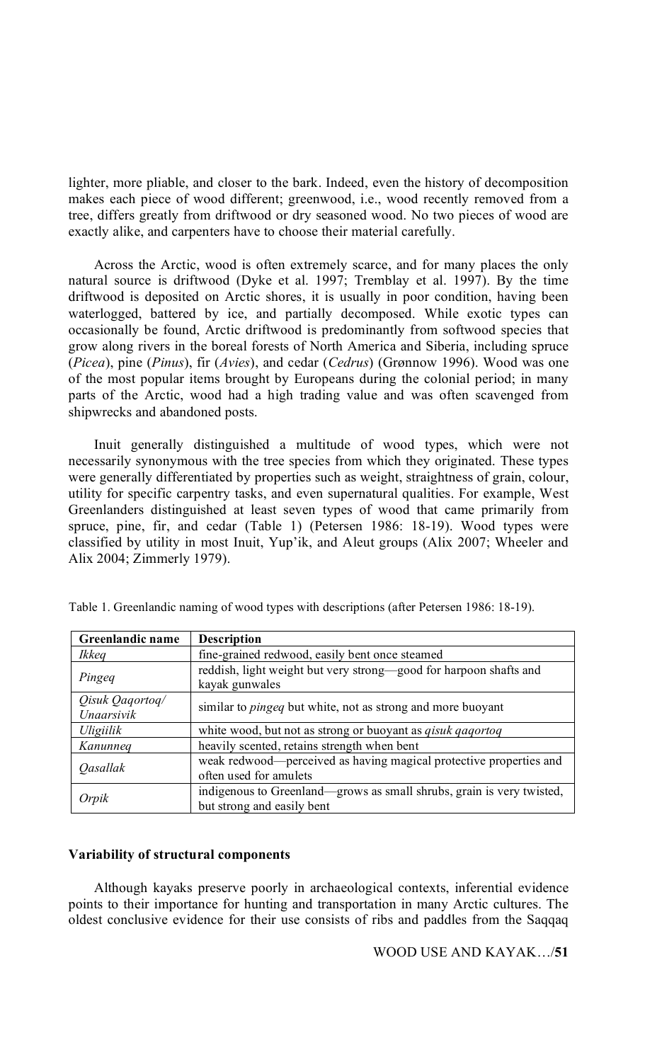lighter, more pliable, and closer to the bark. Indeed, even the history of decomposition makes each piece of wood different; greenwood, i.e., wood recently removed from a tree, differs greatly from driftwood or dry seasoned wood. No two pieces of wood are exactly alike, and carpenters have to choose their material carefully.

Across the Arctic, wood is often extremely scarce, and for many places the only natural source is driftwood (Dyke et al. 1997; Tremblay et al. 1997). By the time driftwood is deposited on Arctic shores, it is usually in poor condition, having been waterlogged, battered by ice, and partially decomposed. While exotic types can occasionally be found, Arctic driftwood is predominantly from softwood species that grow along rivers in the boreal forests of North America and Siberia, including spruce (*Picea*), pine (*Pinus*), fir (*Avies*), and cedar (*Cedrus*) (Grønnow 1996). Wood was one of the most popular items brought by Europeans during the colonial period; in many parts of the Arctic, wood had a high trading value and was often scavenged from shipwrecks and abandoned posts.

Inuit generally distinguished a multitude of wood types, which were not necessarily synonymous with the tree species from which they originated. These types were generally differentiated by properties such as weight, straightness of grain, colour, utility for specific carpentry tasks, and even supernatural qualities. For example, West Greenlanders distinguished at least seven types of wood that came primarily from spruce, pine, fir, and cedar (Table 1) (Petersen 1986: 18-19). Wood types were classified by utility in most Inuit, Yup'ik, and Aleut groups (Alix 2007; Wheeler and Alix 2004; Zimmerly 1979).

Table 1. Greenlandic naming of wood types with descriptions (after Petersen 1986: 18-19).

| Greenlandic name | Description |
|---|---|
| *Ikkeq* | fine-grained redwood, easily bent once steamed |
| *Pingeq* | reddish, light weight but very strong—good for harpoon shafts and kayak gunwales |
| *Qisuk Qaqortoq/ Unaarsivik* | similar to *pingeq* but white, not as strong and more buoyant |
| *Uligiilik* | white wood, but not as strong or buoyant as *qisuk qaqortoq* |
| *Kanunneq* | heavily scented, retains strength when bent |
| *Qasallak* | weak redwood—perceived as having magical protective properties and often used for amulets |
| *Orpik* | indigenous to Greenland—grows as small shrubs, grain is very twisted, but strong and easily bent |

**Variability of structural components**

Although kayaks preserve poorly in archaeological contexts, inferential evidence points to their importance for hunting and transportation in many Arctic cultures. The oldest conclusive evidence for their use consists of ribs and paddles from the Saqqaq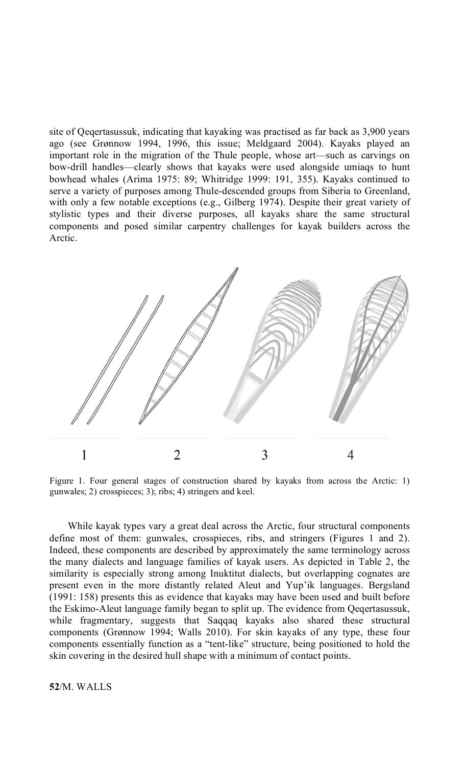site of Qeqertasussuk, indicating that kayaking was practised as far back as 3,900 years ago (see Grønnow 1994, 1996, this issue; Meldgaard 2004). Kayaks played an important role in the migration of the Thule people, whose art—such as carvings on bow-drill handles—clearly shows that kayaks were used alongside umiaqs to hunt bowhead whales (Arima 1975: 89; Whitridge 1999: 191, 355). Kayaks continued to serve a variety of purposes among Thule-descended groups from Siberia to Greenland, with only a few notable exceptions (e.g., Gilberg 1974). Despite their great variety of stylistic types and their diverse purposes, all kayaks share the same structural components and posed similar carpentry challenges for kayak builders across the Arctic.

Figure 1. Four general stages of construction shared by kayaks from across the Arctic: 1) gunwales; 2) crosspieces; 3); ribs; 4) stringers and keel.

While kayak types vary a great deal across the Arctic, four structural components define most of them: gunwales, crosspieces, ribs, and stringers (Figures 1 and 2). Indeed, these components are described by approximately the same terminology across the many dialects and language families of kayak users. As depicted in Table 2, the similarity is especially strong among Inuktitut dialects, but overlapping cognates are present even in the more distantly related Aleut and Yup'ik languages. Bergsland (1991: 158) presents this as evidence that kayaks may have been used and built before the Eskimo-Aleut language family began to split up. The evidence from Qeqertasussuk, while fragmentary, suggests that Saqqaq kayaks also shared these structural components (Grønnow 1994; Walls 2010). For skin kayaks of any type, these four components essentially function as a "tent-like" structure, being positioned to hold the skin covering in the desired hull shape with a minimum of contact points.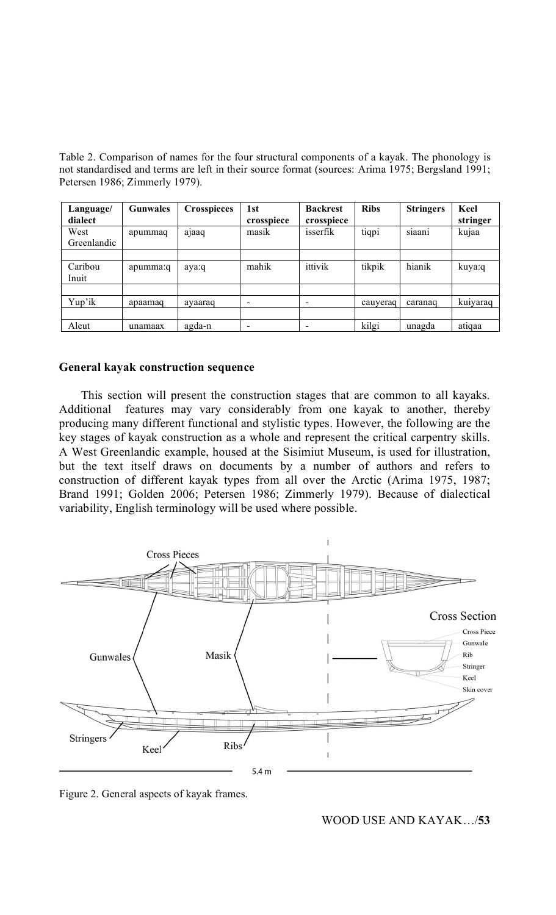Table 2. Comparison of names for the four structural components of a kayak. The phonology is not standardised and terms are left in their source format (sources: Arima 1975; Bergsland 1991; Petersen 1986; Zimmerly 1979).

| Language/ dialect | Gunwales | Crosspieces | 1st crosspiece | Backrest crosspiece | Ribs | Stringers | Keel stringer |
|---|---|---|---|---|---|---|---|
| West Greenlandic | apummaq | ajaaq | masik | isserfik | tiqpi | siaani | kujaa |
| | | | | | | | |
| Caribou Inuit | apumma:q | aya:q | mahik | ittivik | tikpik | hianik | kuya:q |
| | | | | | | | |
| Yup'ik | apaamaq | ayaaraq | - | - | cauyeraq | caranaq | kuiyaraq |
| | | | | | | | |
| Aleut | unamaax | agda-n | - | - | kilgi | unagda | atiqaa |

### General kayak construction sequence

This section will present the construction stages that are common to all kayaks. Additional features may vary considerably from one kayak to another, thereby producing many different functional and stylistic types. However, the following are the key stages of kayak construction as a whole and represent the critical carpentry skills. A West Greenlandic example, housed at the Sisimiut Museum, is used for illustration, but the text itself draws on documents by a number of authors and refers to construction of different kayak types from all over the Arctic (Arima 1975, 1987; Brand 1991; Golden 2006; Petersen 1986; Zimmerly 1979). Because of dialectical variability, English terminology will be used where possible.

Figure 2. General aspects of kayak frames.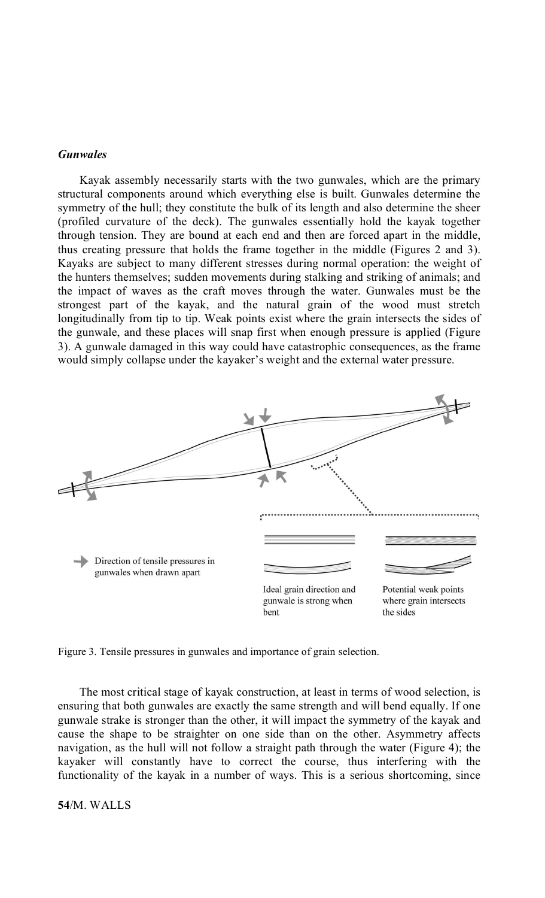***Gunwales***

Kayak assembly necessarily starts with the two gunwales, which are the primary structural components around which everything else is built. Gunwales determine the symmetry of the hull; they constitute the bulk of its length and also determine the sheer (profiled curvature of the deck). The gunwales essentially hold the kayak together through tension. They are bound at each end and then are forced apart in the middle, thus creating pressure that holds the frame together in the middle (Figures 2 and 3). Kayaks are subject to many different stresses during normal operation: the weight of the hunters themselves; sudden movements during stalking and striking of animals; and the impact of waves as the craft moves through the water. Gunwales must be the strongest part of the kayak, and the natural grain of the wood must stretch longitudinally from tip to tip. Weak points exist where the grain intersects the sides of the gunwale, and these places will snap first when enough pressure is applied (Figure 3). A gunwale damaged in this way could have catastrophic consequences, as the frame would simply collapse under the kayaker's weight and the external water pressure.

Direction of tensile pressures in gunwales when drawn apart

Ideal grain direction and gunwale is strong when bent

Potential weak points where grain intersects the sides

Figure 3. Tensile pressures in gunwales and importance of grain selection.

The most critical stage of kayak construction, at least in terms of wood selection, is ensuring that both gunwales are exactly the same strength and will bend equally. If one gunwale strake is stronger than the other, it will impact the symmetry of the kayak and cause the shape to be straighter on one side than on the other. Asymmetry affects navigation, as the hull will not follow a straight path through the water (Figure 4); the kayaker will constantly have to correct the course, thus interfering with the functionality of the kayak in a number of ways. This is a serious shortcoming, since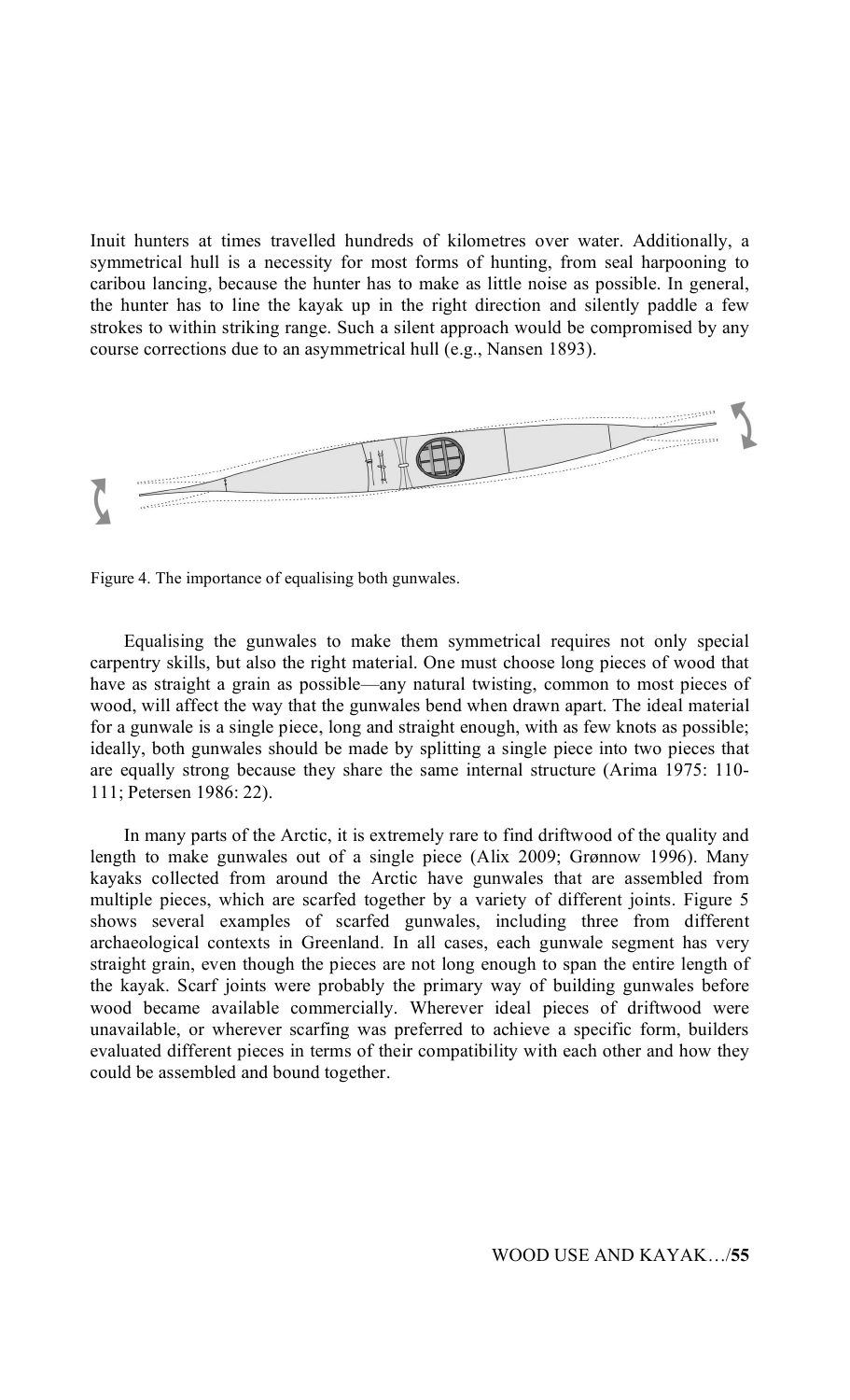Inuit hunters at times travelled hundreds of kilometres over water. Additionally, a symmetrical hull is a necessity for most forms of hunting, from seal harpooning to caribou lancing, because the hunter has to make as little noise as possible. In general, the hunter has to line the kayak up in the right direction and silently paddle a few strokes to within striking range. Such a silent approach would be compromised by any course corrections due to an asymmetrical hull (e.g., Nansen 1893).

Figure 4. The importance of equalising both gunwales.

Equalising the gunwales to make them symmetrical requires not only special carpentry skills, but also the right material. One must choose long pieces of wood that have as straight a grain as possible—any natural twisting, common to most pieces of wood, will affect the way that the gunwales bend when drawn apart. The ideal material for a gunwale is a single piece, long and straight enough, with as few knots as possible; ideally, both gunwales should be made by splitting a single piece into two pieces that are equally strong because they share the same internal structure (Arima 1975: 110-111; Petersen 1986: 22).

In many parts of the Arctic, it is extremely rare to find driftwood of the quality and length to make gunwales out of a single piece (Alix 2009; Grønnow 1996). Many kayaks collected from around the Arctic have gunwales that are assembled from multiple pieces, which are scarfed together by a variety of different joints. Figure 5 shows several examples of scarfed gunwales, including three from different archaeological contexts in Greenland. In all cases, each gunwale segment has very straight grain, even though the pieces are not long enough to span the entire length of the kayak. Scarf joints were probably the primary way of building gunwales before wood became available commercially. Wherever ideal pieces of driftwood were unavailable, or wherever scarfing was preferred to achieve a specific form, builders evaluated different pieces in terms of their compatibility with each other and how they could be assembled and bound together.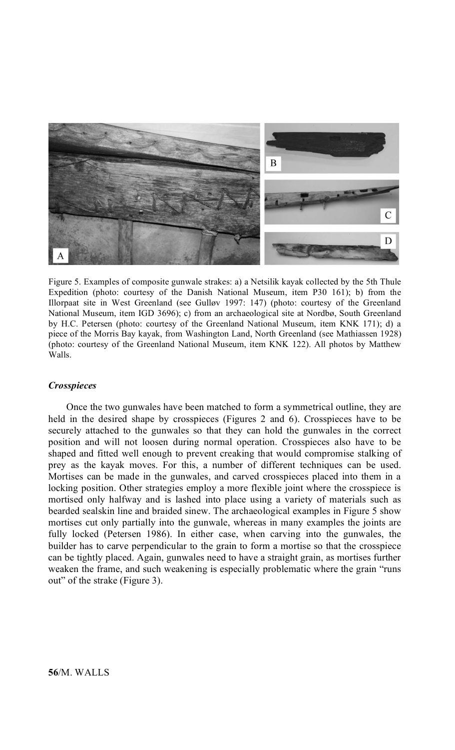Figure 5. Examples of composite gunwale strakes: a) a Netsilik kayak collected by the 5th Thule Expedition (photo: courtesy of the Danish National Museum, item P30 161); b) from the Illorpaat site in West Greenland (see Gulløv 1997: 147) (photo: courtesy of the Greenland National Museum, item IGD 3696); c) from an archaeological site at Nordbø, South Greenland by H.C. Petersen (photo: courtesy of the Greenland National Museum, item KNK 171); d) a piece of the Morris Bay kayak, from Washington Land, North Greenland (see Mathiassen 1928) (photo: courtesy of the Greenland National Museum, item KNK 122). All photos by Matthew Walls.

### *Crosspieces*

Once the two gunwales have been matched to form a symmetrical outline, they are held in the desired shape by crosspieces (Figures 2 and 6). Crosspieces have to be securely attached to the gunwales so that they can hold the gunwales in the correct position and will not loosen during normal operation. Crosspieces also have to be shaped and fitted well enough to prevent creaking that would compromise stalking of prey as the kayak moves. For this, a number of different techniques can be used. Mortises can be made in the gunwales, and carved crosspieces placed into them in a locking position. Other strategies employ a more flexible joint where the crosspiece is mortised only halfway and is lashed into place using a variety of materials such as bearded sealskin line and braided sinew. The archaeological examples in Figure 5 show mortises cut only partially into the gunwale, whereas in many examples the joints are fully locked (Petersen 1986). In either case, when carving into the gunwales, the builder has to carve perpendicular to the grain to form a mortise so that the crosspiece can be tightly placed. Again, gunwales need to have a straight grain, as mortises further weaken the frame, and such weakening is especially problematic where the grain "runs out" of the strake (Figure 3).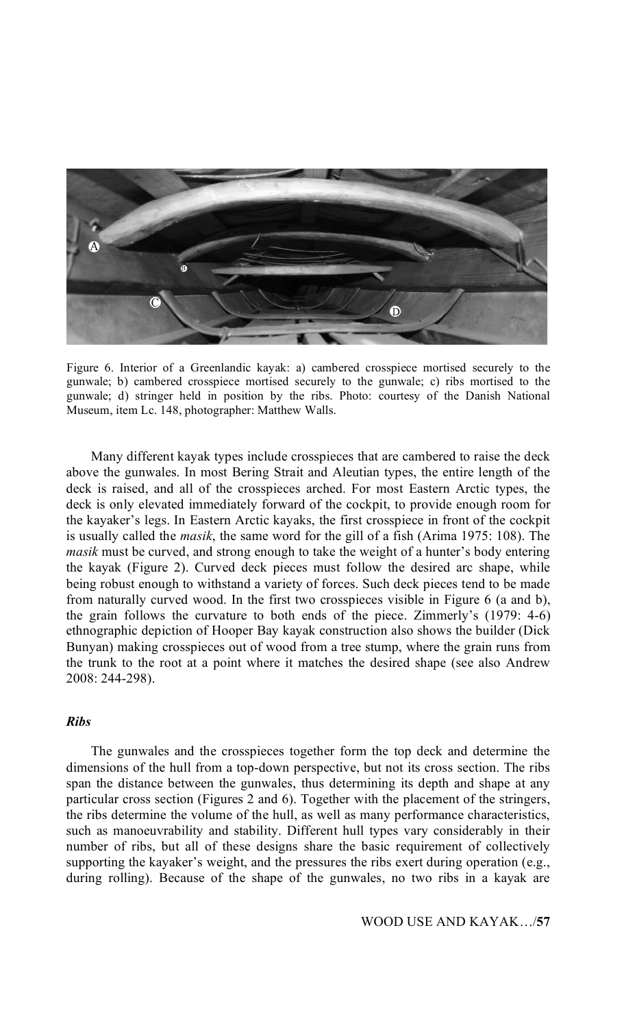Figure 6. Interior of a Greenlandic kayak: a) cambered crosspiece mortised securely to the gunwale; b) cambered crosspiece mortised securely to the gunwale; c) ribs mortised to the gunwale; d) stringer held in position by the ribs. Photo: courtesy of the Danish National Museum, item Lc. 148, photographer: Matthew Walls.

Many different kayak types include crosspieces that are cambered to raise the deck above the gunwales. In most Bering Strait and Aleutian types, the entire length of the deck is raised, and all of the crosspieces arched. For most Eastern Arctic types, the deck is only elevated immediately forward of the cockpit, to provide enough room for the kayaker's legs. In Eastern Arctic kayaks, the first crosspiece in front of the cockpit is usually called the *masik*, the same word for the gill of a fish (Arima 1975: 108). The *masik* must be curved, and strong enough to take the weight of a hunter's body entering the kayak (Figure 2). Curved deck pieces must follow the desired arc shape, while being robust enough to withstand a variety of forces. Such deck pieces tend to be made from naturally curved wood. In the first two crosspieces visible in Figure 6 (a and b), the grain follows the curvature to both ends of the piece. Zimmerly's (1979: 4-6) ethnographic depiction of Hooper Bay kayak construction also shows the builder (Dick Bunyan) making crosspieces out of wood from a tree stump, where the grain runs from the trunk to the root at a point where it matches the desired shape (see also Andrew 2008: 244-298).

### *Ribs*

The gunwales and the crosspieces together form the top deck and determine the dimensions of the hull from a top-down perspective, but not its cross section. The ribs span the distance between the gunwales, thus determining its depth and shape at any particular cross section (Figures 2 and 6). Together with the placement of the stringers, the ribs determine the volume of the hull, as well as many performance characteristics, such as manoeuvrability and stability. Different hull types vary considerably in their number of ribs, but all of these designs share the basic requirement of collectively supporting the kayaker's weight, and the pressures the ribs exert during operation (e.g., during rolling). Because of the shape of the gunwales, no two ribs in a kayak are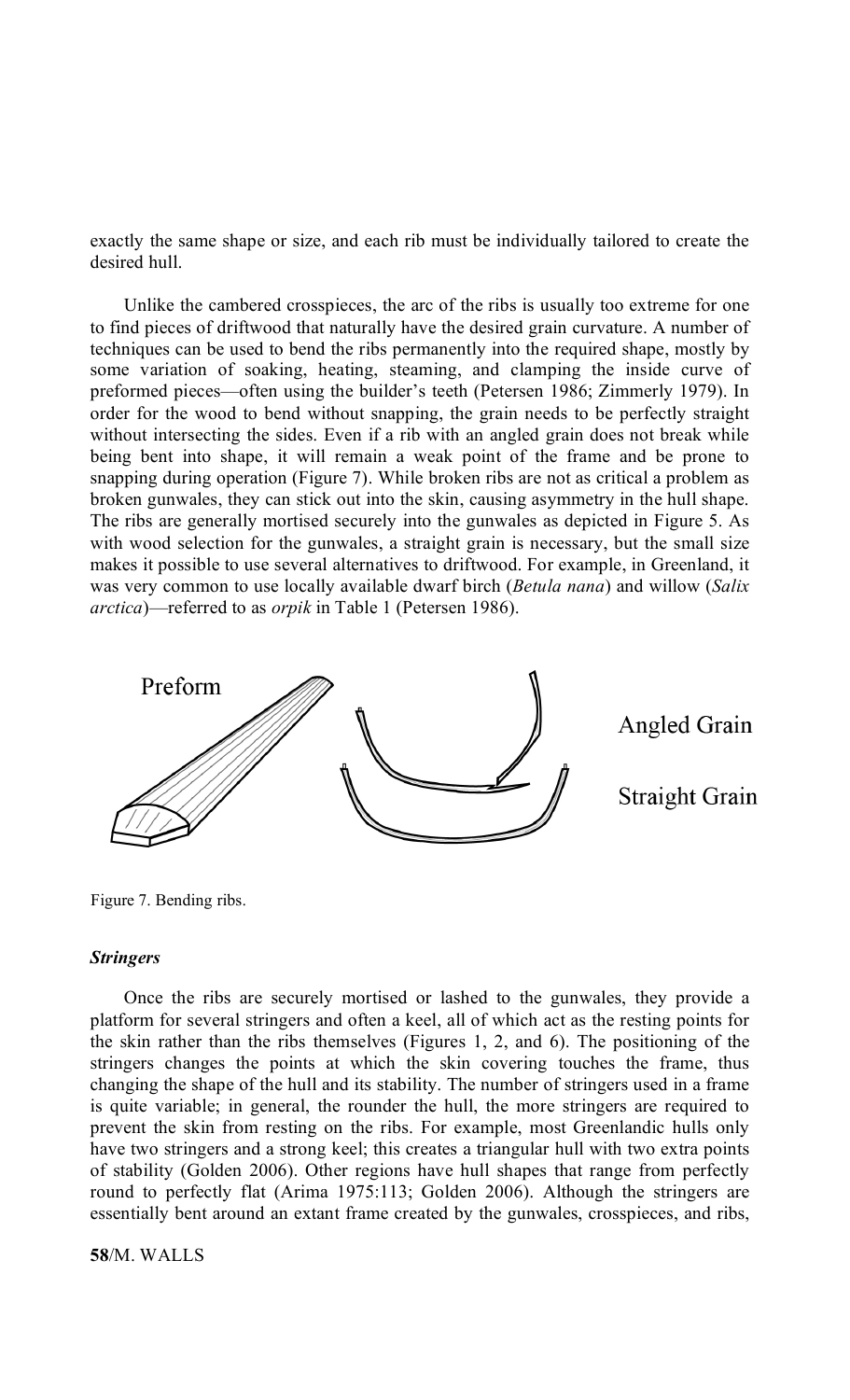exactly the same shape or size, and each rib must be individually tailored to create the desired hull.

Unlike the cambered crosspieces, the arc of the ribs is usually too extreme for one to find pieces of driftwood that naturally have the desired grain curvature. A number of techniques can be used to bend the ribs permanently into the required shape, mostly by some variation of soaking, heating, steaming, and clamping the inside curve of preformed pieces—often using the builder's teeth (Petersen 1986; Zimmerly 1979). In order for the wood to bend without snapping, the grain needs to be perfectly straight without intersecting the sides. Even if a rib with an angled grain does not break while being bent into shape, it will remain a weak point of the frame and be prone to snapping during operation (Figure 7). While broken ribs are not as critical a problem as broken gunwales, they can stick out into the skin, causing asymmetry in the hull shape. The ribs are generally mortised securely into the gunwales as depicted in Figure 5. As with wood selection for the gunwales, a straight grain is necessary, but the small size makes it possible to use several alternatives to driftwood. For example, in Greenland, it was very common to use locally available dwarf birch (*Betula nana*) and willow (*Salix arctica*)—referred to as *orpik* in Table 1 (Petersen 1986).

Preform

Angled Grain

Straight Grain

Figure 7. Bending ribs.

### *Stringers*

Once the ribs are securely mortised or lashed to the gunwales, they provide a platform for several stringers and often a keel, all of which act as the resting points for the skin rather than the ribs themselves (Figures 1, 2, and 6). The positioning of the stringers changes the points at which the skin covering touches the frame, thus changing the shape of the hull and its stability. The number of stringers used in a frame is quite variable; in general, the rounder the hull, the more stringers are required to prevent the skin from resting on the ribs. For example, most Greenlandic hulls only have two stringers and a strong keel; this creates a triangular hull with two extra points of stability (Golden 2006). Other regions have hull shapes that range from perfectly round to perfectly flat (Arima 1975:113; Golden 2006). Although the stringers are essentially bent around an extant frame created by the gunwales, crosspieces, and ribs,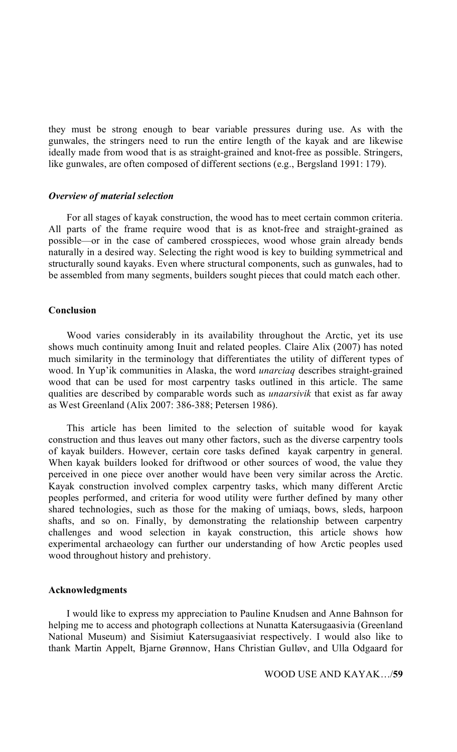they must be strong enough to bear variable pressures during use. As with the gunwales, the stringers need to run the entire length of the kayak and are likewise ideally made from wood that is as straight-grained and knot-free as possible. Stringers, like gunwales, are often composed of different sections (e.g., Bergsland 1991: 179).

### *Overview of material selection*

For all stages of kayak construction, the wood has to meet certain common criteria. All parts of the frame require wood that is as knot-free and straight-grained as possible—or in the case of cambered crosspieces, wood whose grain already bends naturally in a desired way. Selecting the right wood is key to building symmetrical and structurally sound kayaks. Even where structural components, such as gunwales, had to be assembled from many segments, builders sought pieces that could match each other.

## Conclusion

Wood varies considerably in its availability throughout the Arctic, yet its use shows much continuity among Inuit and related peoples. Claire Alix (2007) has noted much similarity in the terminology that differentiates the utility of different types of wood. In Yup'ik communities in Alaska, the word *unarciaq* describes straight-grained wood that can be used for most carpentry tasks outlined in this article. The same qualities are described by comparable words such as *unaarsivik* that exist as far away as West Greenland (Alix 2007: 386-388; Petersen 1986).

This article has been limited to the selection of suitable wood for kayak construction and thus leaves out many other factors, such as the diverse carpentry tools of kayak builders. However, certain core tasks defined kayak carpentry in general. When kayak builders looked for driftwood or other sources of wood, the value they perceived in one piece over another would have been very similar across the Arctic. Kayak construction involved complex carpentry tasks, which many different Arctic peoples performed, and criteria for wood utility were further defined by many other shared technologies, such as those for the making of umiaqs, bows, sleds, harpoon shafts, and so on. Finally, by demonstrating the relationship between carpentry challenges and wood selection in kayak construction, this article shows how experimental archaeology can further our understanding of how Arctic peoples used wood throughout history and prehistory.

## Acknowledgments

I would like to express my appreciation to Pauline Knudsen and Anne Bahnson for helping me to access and photograph collections at Nunatta Katersugaasivia (Greenland National Museum) and Sisimiut Katersugaasiviat respectively. I would also like to thank Martin Appelt, Bjarne Grønnow, Hans Christian Gulløv, and Ulla Odgaard for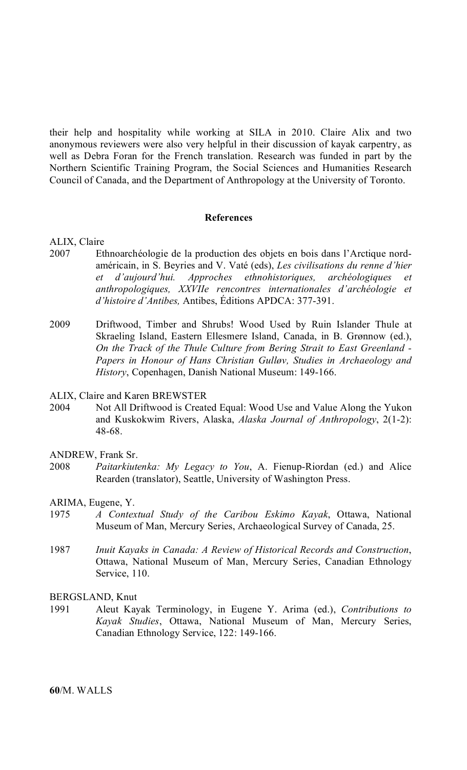their help and hospitality while working at SILA in 2010. Claire Alix and two anonymous reviewers were also very helpful in their discussion of kayak carpentry, as well as Debra Foran for the French translation. Research was funded in part by the Northern Scientific Training Program, the Social Sciences and Humanities Research Council of Canada, and the Department of Anthropology at the University of Toronto.

## References

ALIX, Claire

2007 Ethnoarchéologie de la production des objets en bois dans l'Arctique nord-américain, in S. Beyries and V. Vaté (eds), *Les civilisations du renne d'hier et d'aujourd'hui. Approches ethnohistoriques, archéologiques et anthropologiques, XXVIIe rencontres internationales d'archéologie et d'histoire d'Antibes,* Antibes, Éditions APDCA: 377-391.

2009 Driftwood, Timber and Shrubs! Wood Used by Ruin Islander Thule at Skraeling Island, Eastern Ellesmere Island, Canada, in B. Grønnow (ed.), *On the Track of the Thule Culture from Bering Strait to East Greenland - Papers in Honour of Hans Christian Gulløv, Studies in Archaeology and History*, Copenhagen, Danish National Museum: 149-166.

ALIX, Claire and Karen BREWSTER

2004 Not All Driftwood is Created Equal: Wood Use and Value Along the Yukon and Kuskokwim Rivers, Alaska, *Alaska Journal of Anthropology*, 2(1-2): 48-68.

ANDREW, Frank Sr.

2008 *Paitarkiutenka: My Legacy to You*, A. Fienup-Riordan (ed.) and Alice Rearden (translator), Seattle, University of Washington Press.

ARIMA, Eugene, Y.

1975 *A Contextual Study of the Caribou Eskimo Kayak*, Ottawa, National Museum of Man, Mercury Series, Archaeological Survey of Canada, 25.

1987 *Inuit Kayaks in Canada: A Review of Historical Records and Construction*, Ottawa, National Museum of Man, Mercury Series, Canadian Ethnology Service, 110.

BERGSLAND, Knut

1991 Aleut Kayak Terminology, in Eugene Y. Arima (ed.), *Contributions to Kayak Studies*, Ottawa, National Museum of Man, Mercury Series, Canadian Ethnology Service, 122: 149-166.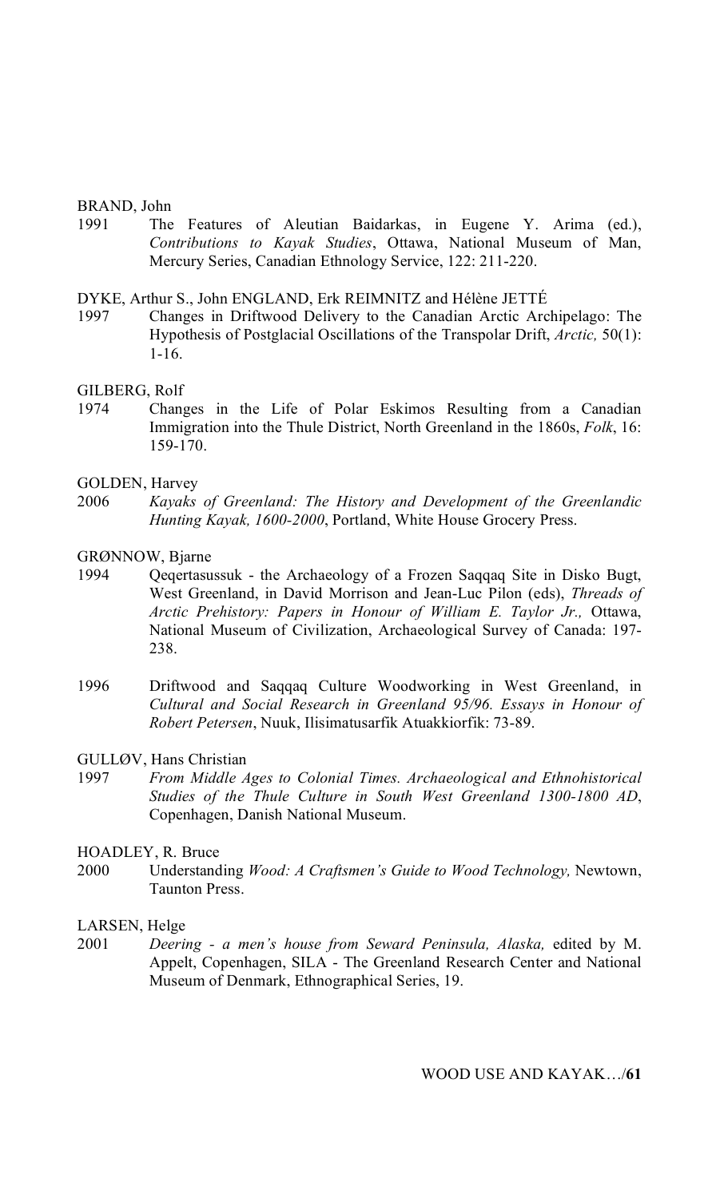BRAND, John

1991 The Features of Aleutian Baidarkas, in Eugene Y. Arima (ed.), *Contributions to Kayak Studies*, Ottawa, National Museum of Man, Mercury Series, Canadian Ethnology Service, 122: 211-220.

DYKE, Arthur S., John ENGLAND, Erk REIMNITZ and Hélène JETTÉ

1997 Changes in Driftwood Delivery to the Canadian Arctic Archipelago: The Hypothesis of Postglacial Oscillations of the Transpolar Drift, *Arctic,* 50(1): 1-16.

GILBERG, Rolf

1974 Changes in the Life of Polar Eskimos Resulting from a Canadian Immigration into the Thule District, North Greenland in the 1860s, *Folk*, 16: 159-170.

GOLDEN, Harvey

2006 *Kayaks of Greenland: The History and Development of the Greenlandic Hunting Kayak, 1600-2000*, Portland, White House Grocery Press.

GRØNNOW, Bjarne

1994 Qeqertasussuk - the Archaeology of a Frozen Saqqaq Site in Disko Bugt, West Greenland, in David Morrison and Jean-Luc Pilon (eds), *Threads of Arctic Prehistory: Papers in Honour of William E. Taylor Jr.,* Ottawa, National Museum of Civilization, Archaeological Survey of Canada: 197-238.

1996 Driftwood and Saqqaq Culture Woodworking in West Greenland, in *Cultural and Social Research in Greenland 95/96. Essays in Honour of Robert Petersen*, Nuuk, Ilisimatusarfik Atuakkiorfik: 73-89.

GULLØV, Hans Christian

1997 *From Middle Ages to Colonial Times. Archaeological and Ethnohistorical Studies of the Thule Culture in South West Greenland 1300-1800 AD*, Copenhagen, Danish National Museum.

HOADLEY, R. Bruce

2000 Understanding *Wood: A Craftsmen's Guide to Wood Technology,* Newtown, Taunton Press.

LARSEN, Helge

2001 *Deering - a men's house from Seward Peninsula, Alaska,* edited by M. Appelt, Copenhagen, SILA - The Greenland Research Center and National Museum of Denmark, Ethnographical Series, 19.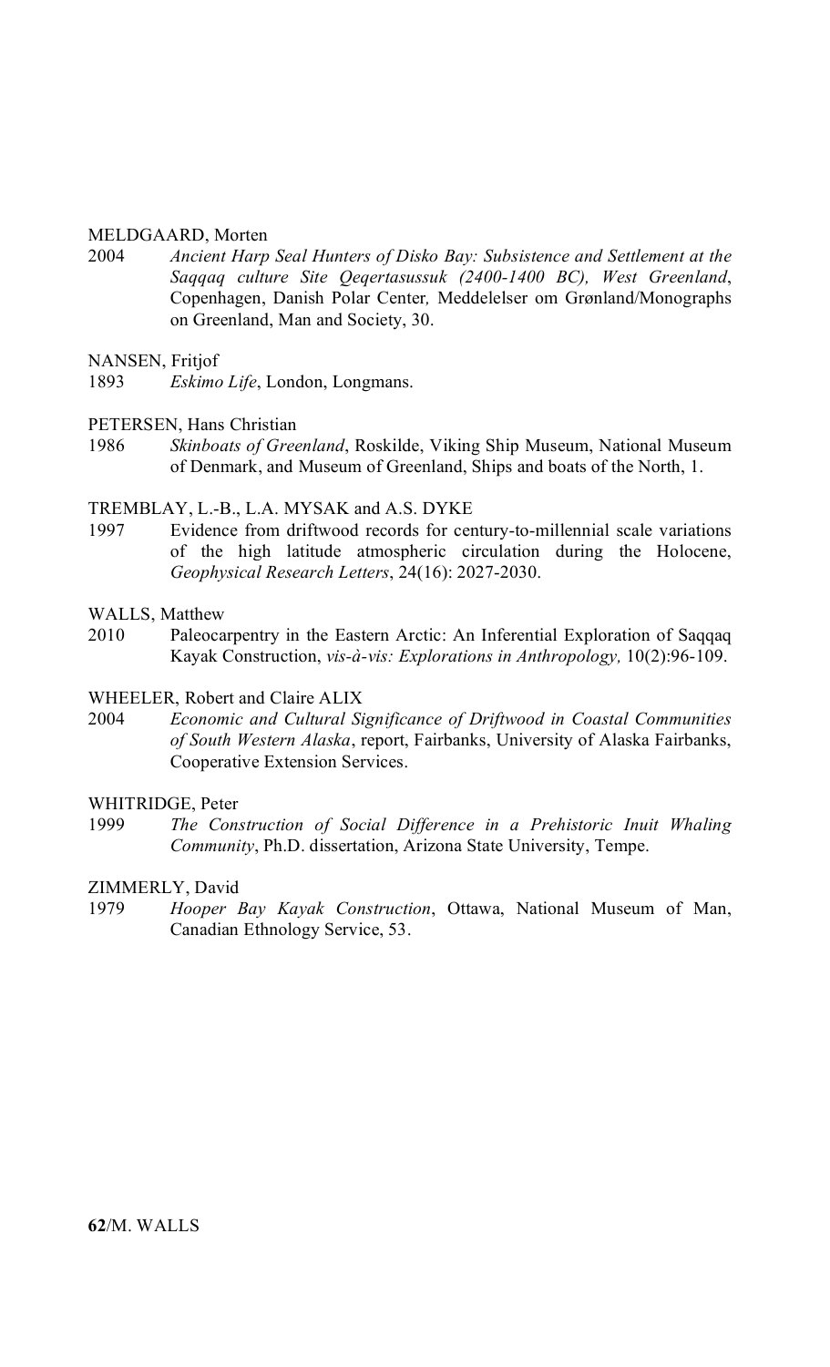MELDGAARD, Morten

2004 *Ancient Harp Seal Hunters of Disko Bay: Subsistence and Settlement at the Saqqaq culture Site Qeqertasussuk (2400-1400 BC), West Greenland*, Copenhagen, Danish Polar Center, Meddelelser om Grønland/Monographs on Greenland, Man and Society, 30.

NANSEN, Fritjof

1893 *Eskimo Life*, London, Longmans.

PETERSEN, Hans Christian

1986 *Skinboats of Greenland*, Roskilde, Viking Ship Museum, National Museum of Denmark, and Museum of Greenland, Ships and boats of the North, 1.

TREMBLAY, L.-B., L.A. MYSAK and A.S. DYKE

1997 Evidence from driftwood records for century-to-millennial scale variations of the high latitude atmospheric circulation during the Holocene, *Geophysical Research Letters*, 24(16): 2027-2030.

WALLS, Matthew

2010 Paleocarpentry in the Eastern Arctic: An Inferential Exploration of Saqqaq Kayak Construction, *vis-à-vis: Explorations in Anthropology,* 10(2):96-109.

WHEELER, Robert and Claire ALIX

2004 *Economic and Cultural Significance of Driftwood in Coastal Communities of South Western Alaska*, report, Fairbanks, University of Alaska Fairbanks, Cooperative Extension Services.

WHITRIDGE, Peter

1999 *The Construction of Social Difference in a Prehistoric Inuit Whaling Community*, Ph.D. dissertation, Arizona State University, Tempe.

ZIMMERLY, David

1979 *Hooper Bay Kayak Construction*, Ottawa, National Museum of Man, Canadian Ethnology Service, 53.